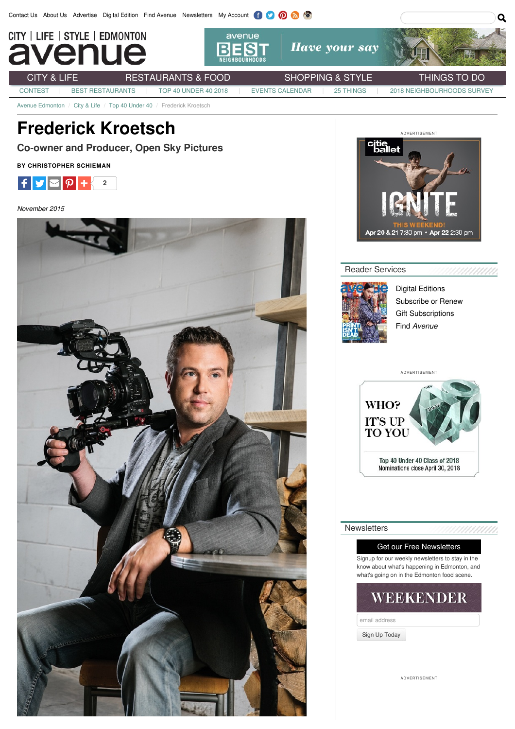Contact Us About Us Advertise Digital Edition Find Avenue Newsletters My Account

CITY | LIFE | STYLE | EDMONTON

avenue

CITY & LIFE RESTAURANTS & FOOD SHOPPING & STYLE THINGS TO DO

CONTEST | BEST RESTAURANTS | TOP 40 UNDER 40 2018 | EVENTS CALENDAR | 25 THINGS | 2018 NEIGHBOURHOODS SURVEY

Avenue Edmonton / City & Life / Top 40 Under 40 / Frederick Kroetsch

# Frederick Kroetsch

## Co-owner and Producer, Open Sky Pictures

**BY CHRISTOPHER SCHIEMAN**

2

*November 2015*

ADVERTISEMENT

## Reader Services

Digital Editions

Subscribe or Renew

Gift Subscriptions

Find *Avenue*

ADVERTISEMENT

## Newsletters

Get our Free Newsletters

Signup for our weekly newsletters to stay in the know about what's happening in Edmonton, and what's going on in the Edmonton food scene.

WEEKENDER

email address

Sign Up Today

ADVERTISEMENT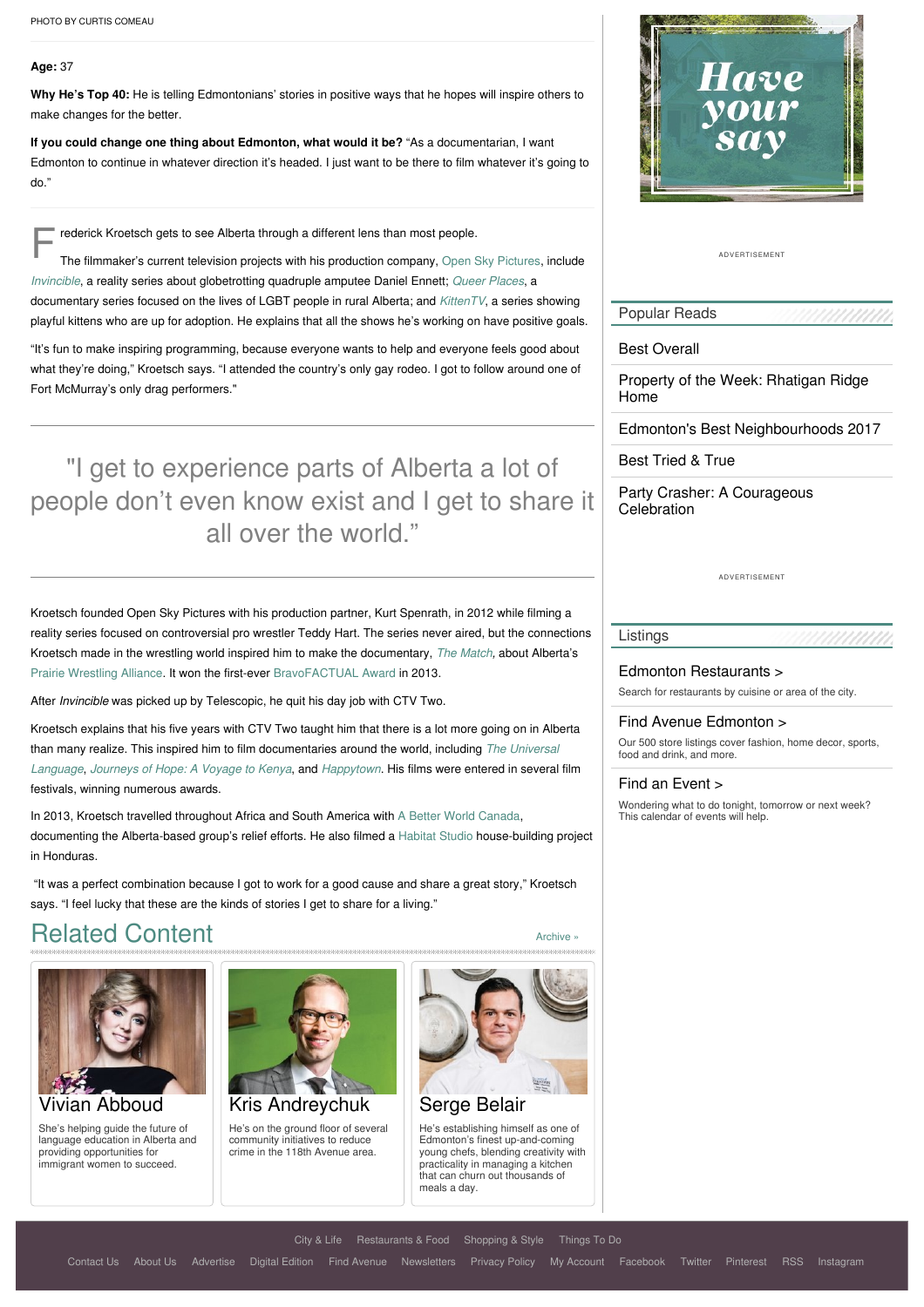PHOTO BY CURTIS COMEAU

**Age:** 37

**Why He's Top 40:** He is telling Edmontonians' stories in positive ways that he hopes will inspire others to make changes for the better.

**If you could change one thing about Edmonton, what would it be?** "As a documentarian, I want Edmonton to continue in whatever direction it's headed. I just want to be there to film whatever it's going to do."

Frederick Kroetsch gets to see Alberta through a different lens than most people.

The filmmaker's current television projects with his production company, Open Sky Pictures, include *Invincible*, a reality series about globetrotting quadruple amputee Daniel Ennett; *Queer Places*, a documentary series focused on the lives of LGBT people in rural Alberta; and *KittenTV*, a series showing playful kittens who are up for adoption. He explains that all the shows he's working on have positive goals.

"It's fun to make inspiring programming, because everyone wants to help and everyone feels good about what they're doing," Kroetsch says. "I attended the country's only gay rodeo. I got to follow around one of Fort McMurray's only drag performers."

> "I get to experience parts of Alberta a lot of people don't even know exist and I get to share it all over the world."

Kroetsch founded Open Sky Pictures with his production partner, Kurt Spenrath, in 2012 while filming a reality series focused on controversial pro wrestler Teddy Hart. The series never aired, but the connections Kroetsch made in the wrestling world inspired him to make the documentary, *The Match,* about Alberta's Prairie Wrestling Alliance. It won the first-ever BravoFACTUAL Award in 2013.

After *Invincible* was picked up by Telescopic, he quit his day job with CTV Two.

Kroetsch explains that his five years with CTV Two taught him that there is a lot more going on in Alberta than many realize. This inspired him to film documentaries around the world, including *The Universal Language*, *Journeys of Hope: A Voyage to Kenya*, and *Happytown*. His films were entered in several film festivals, winning numerous awards.

In 2013, Kroetsch travelled throughout Africa and South America with A Better World Canada, documenting the Alberta-based group's relief efforts. He also filmed a Habitat Studio house-building project in Honduras.

"It was a perfect combination because I got to work for a good cause and share a great story," Kroetsch says. "I feel lucky that these are the kinds of stories I get to share for a living."

## Related Content

Archive »

**Vivian Abboud**
She's helping guide the future of language education in Alberta and providing opportunities for immigrant women to succeed.

**Kris Andreychuk**
He's on the ground floor of several community initiatives to reduce crime in the 118th Avenue area.

**Serge Belair**
He's establishing himself as one of Edmonton's finest up-and-coming young chefs, blending creativity with practicality in managing a kitchen that can churn out thousands of meals a day.

Have your say

ADVERTISEMENT

### Popular Reads

- Best Overall
- Property of the Week: Rhatigan Ridge Home
- Edmonton's Best Neighbourhoods 2017
- Best Tried & True
- Party Crasher: A Courageous Celebration

ADVERTISEMENT

### Listings

**Edmonton Restaurants >**
Search for restaurants by cuisine or area of the city.

**Find Avenue Edmonton >**
Our 500 store listings cover fashion, home decor, sports, food and drink, and more.

**Find an Event >**
Wondering what to do tonight, tomorrow or next week? This calendar of events will help.

City & Life | Restaurants & Food | Shopping & Style | Things To Do

Contact Us | About Us | Advertise | Digital Edition | Find Avenue | Newsletters | Privacy Policy | My Account | Facebook | Twitter | Pinterest | RSS | Instagram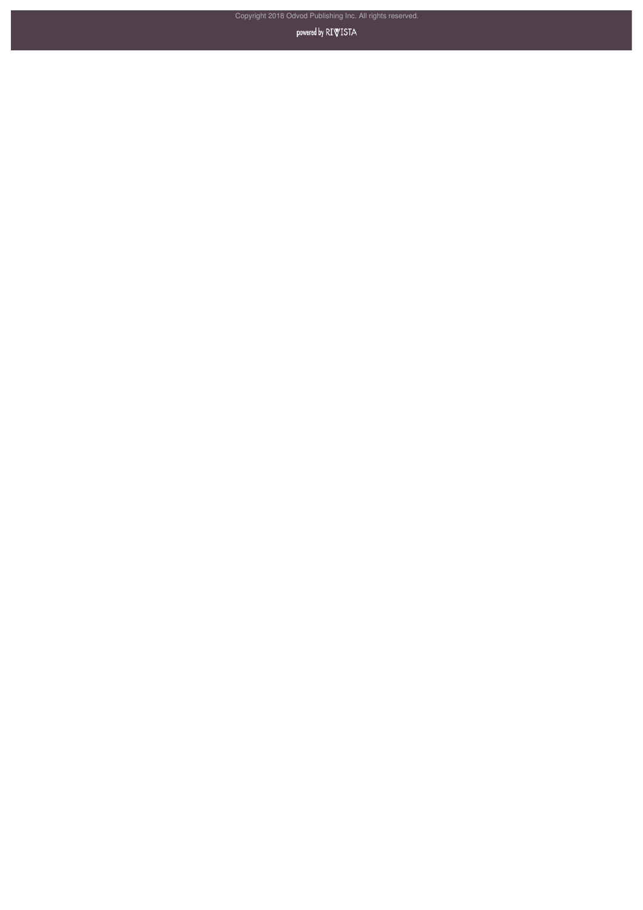Copyright 2018 Odvod Publishing Inc. All rights reserved.

powered by RIVISTA